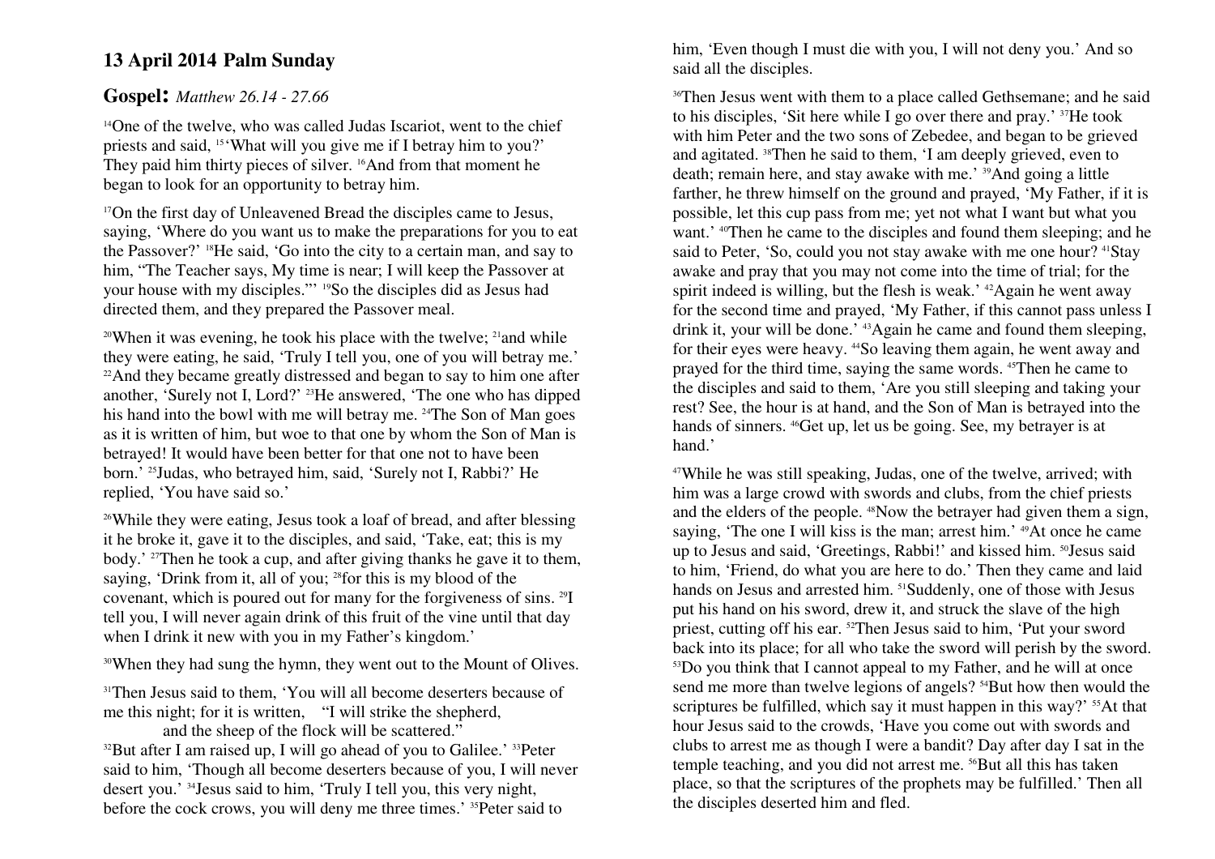## 13 April 2014 Palm Sunday

**Gospel:** *Matthew 26.14 - 27.66*

[14]One of the twelve, who was called Judas Iscariot, went to the chief priests and said, [15]'What will you give me if I betray him to you?' They paid him thirty pieces of silver. [16]And from that moment he began to look for an opportunity to betray him.

[17]On the first day of Unleavened Bread the disciples came to Jesus, saying, 'Where do you want us to make the preparations for you to eat the Passover?' [18]He said, 'Go into the city to a certain man, and say to him, "The Teacher says, My time is near; I will keep the Passover at your house with my disciples."' [19]So the disciples did as Jesus had directed them, and they prepared the Passover meal.

[20]When it was evening, he took his place with the twelve; [21]and while they were eating, he said, 'Truly I tell you, one of you will betray me.' [22]And they became greatly distressed and began to say to him one after another, 'Surely not I, Lord?' [23]He answered, 'The one who has dipped his hand into the bowl with me will betray me. [24]The Son of Man goes as it is written of him, but woe to that one by whom the Son of Man is betrayed! It would have been better for that one not to have been born.' [25]Judas, who betrayed him, said, 'Surely not I, Rabbi?' He replied, 'You have said so.'

[26]While they were eating, Jesus took a loaf of bread, and after blessing it he broke it, gave it to the disciples, and said, 'Take, eat; this is my body.' [27]Then he took a cup, and after giving thanks he gave it to them, saying, 'Drink from it, all of you; [28]for this is my blood of the covenant, which is poured out for many for the forgiveness of sins. [29]I tell you, I will never again drink of this fruit of the vine until that day when I drink it new with you in my Father's kingdom.'

[30]When they had sung the hymn, they went out to the Mount of Olives.

[31]Then Jesus said to them, 'You will all become deserters because of me this night; for it is written, "I will strike the shepherd,
and the sheep of the flock will be scattered."
[32]But after I am raised up, I will go ahead of you to Galilee.' [33]Peter said to him, 'Though all become deserters because of you, I will never desert you.' [34]Jesus said to him, 'Truly I tell you, this very night, before the cock crows, you will deny me three times.' [35]Peter said to him, 'Even though I must die with you, I will not deny you.' And so said all the disciples.

[36]Then Jesus went with them to a place called Gethsemane; and he said to his disciples, 'Sit here while I go over there and pray.' [37]He took with him Peter and the two sons of Zebedee, and began to be grieved and agitated. [38]Then he said to them, 'I am deeply grieved, even to death; remain here, and stay awake with me.' [39]And going a little farther, he threw himself on the ground and prayed, 'My Father, if it is possible, let this cup pass from me; yet not what I want but what you want.' [40]Then he came to the disciples and found them sleeping; and he said to Peter, 'So, could you not stay awake with me one hour? [41]Stay awake and pray that you may not come into the time of trial; for the spirit indeed is willing, but the flesh is weak.' [42]Again he went away for the second time and prayed, 'My Father, if this cannot pass unless I drink it, your will be done.' [43]Again he came and found them sleeping, for their eyes were heavy. [44]So leaving them again, he went away and prayed for the third time, saying the same words. [45]Then he came to the disciples and said to them, 'Are you still sleeping and taking your rest? See, the hour is at hand, and the Son of Man is betrayed into the hands of sinners. [46]Get up, let us be going. See, my betrayer is at hand.'

[47]While he was still speaking, Judas, one of the twelve, arrived; with him was a large crowd with swords and clubs, from the chief priests and the elders of the people. [48]Now the betrayer had given them a sign, saying, 'The one I will kiss is the man; arrest him.' [49]At once he came up to Jesus and said, 'Greetings, Rabbi!' and kissed him. [50]Jesus said to him, 'Friend, do what you are here to do.' Then they came and laid hands on Jesus and arrested him. [51]Suddenly, one of those with Jesus put his hand on his sword, drew it, and struck the slave of the high priest, cutting off his ear. [52]Then Jesus said to him, 'Put your sword back into its place; for all who take the sword will perish by the sword. [53]Do you think that I cannot appeal to my Father, and he will at once send me more than twelve legions of angels? [54]But how then would the scriptures be fulfilled, which say it must happen in this way?' [55]At that hour Jesus said to the crowds, 'Have you come out with swords and clubs to arrest me as though I were a bandit? Day after day I sat in the temple teaching, and you did not arrest me. [56]But all this has taken place, so that the scriptures of the prophets may be fulfilled.' Then all the disciples deserted him and fled.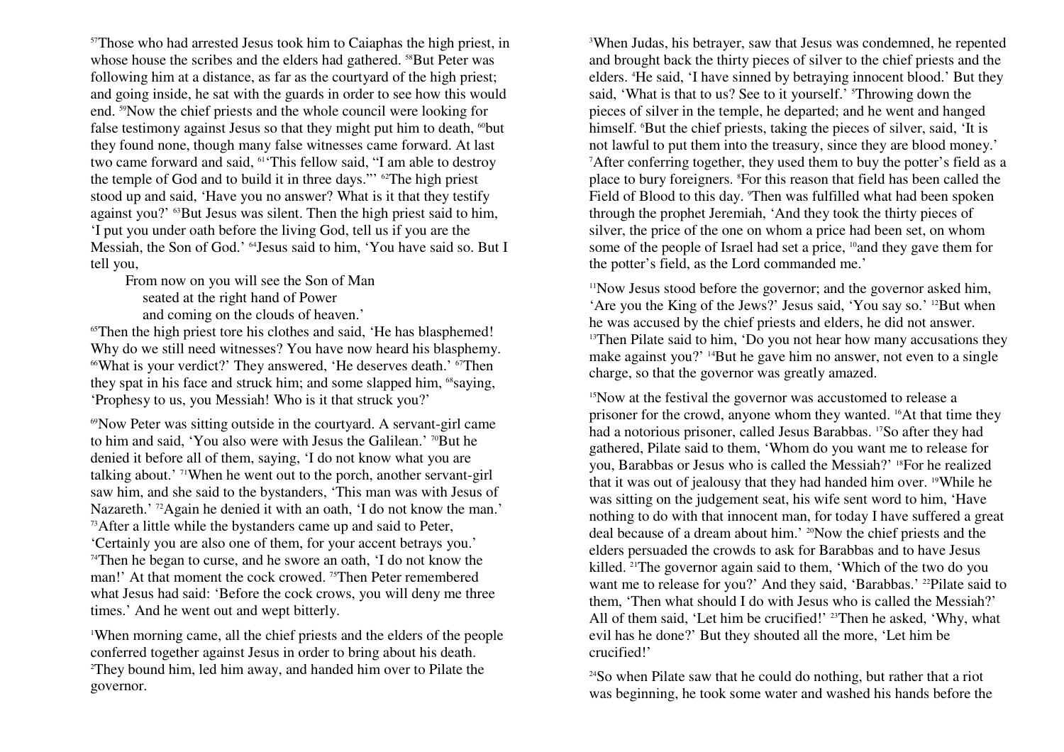[57]Those who had arrested Jesus took him to Caiaphas the high priest, in whose house the scribes and the elders had gathered. [58]But Peter was following him at a distance, as far as the courtyard of the high priest; and going inside, he sat with the guards in order to see how this would end. [59]Now the chief priests and the whole council were looking for false testimony against Jesus so that they might put him to death, [60]but they found none, though many false witnesses came forward. At last two came forward and said, [61]'This fellow said, "I am able to destroy the temple of God and to build it in three days."' [62]The high priest stood up and said, 'Have you no answer? What is it that they testify against you?' [63]But Jesus was silent. Then the high priest said to him, 'I put you under oath before the living God, tell us if you are the Messiah, the Son of God.' [64]Jesus said to him, 'You have said so. But I tell you,

> From now on you will see the Son of Man
> seated at the right hand of Power
> and coming on the clouds of heaven.'

[65]Then the high priest tore his clothes and said, 'He has blasphemed! Why do we still need witnesses? You have now heard his blasphemy. [66]What is your verdict?' They answered, 'He deserves death.' [67]Then they spat in his face and struck him; and some slapped him, [68]saying, 'Prophesy to us, you Messiah! Who is it that struck you?'

[69]Now Peter was sitting outside in the courtyard. A servant-girl came to him and said, 'You also were with Jesus the Galilean.' [70]But he denied it before all of them, saying, 'I do not know what you are talking about.' [71]When he went out to the porch, another servant-girl saw him, and she said to the bystanders, 'This man was with Jesus of Nazareth.' [72]Again he denied it with an oath, 'I do not know the man.' [73]After a little while the bystanders came up and said to Peter, 'Certainly you are also one of them, for your accent betrays you.' [74]Then he began to curse, and he swore an oath, 'I do not know the man!' At that moment the cock crowed. [75]Then Peter remembered what Jesus had said: 'Before the cock crows, you will deny me three times.' And he went out and wept bitterly.

[1]When morning came, all the chief priests and the elders of the people conferred together against Jesus in order to bring about his death. [2]They bound him, led him away, and handed him over to Pilate the governor.

[3]When Judas, his betrayer, saw that Jesus was condemned, he repented and brought back the thirty pieces of silver to the chief priests and the elders. [4]He said, 'I have sinned by betraying innocent blood.' But they said, 'What is that to us? See to it yourself.' [5]Throwing down the pieces of silver in the temple, he departed; and he went and hanged himself. [6]But the chief priests, taking the pieces of silver, said, 'It is not lawful to put them into the treasury, since they are blood money.' [7]After conferring together, they used them to buy the potter's field as a place to bury foreigners. [8]For this reason that field has been called the Field of Blood to this day. [9]Then was fulfilled what had been spoken through the prophet Jeremiah, 'And they took the thirty pieces of silver, the price of the one on whom a price had been set, on whom some of the people of Israel had set a price, [10]and they gave them for the potter's field, as the Lord commanded me.'

[11]Now Jesus stood before the governor; and the governor asked him, 'Are you the King of the Jews?' Jesus said, 'You say so.' [12]But when he was accused by the chief priests and elders, he did not answer. [13]Then Pilate said to him, 'Do you not hear how many accusations they make against you?' [14]But he gave him no answer, not even to a single charge, so that the governor was greatly amazed.

[15]Now at the festival the governor was accustomed to release a prisoner for the crowd, anyone whom they wanted. [16]At that time they had a notorious prisoner, called Jesus Barabbas. [17]So after they had gathered, Pilate said to them, 'Whom do you want me to release for you, Barabbas or Jesus who is called the Messiah?' [18]For he realized that it was out of jealousy that they had handed him over. [19]While he was sitting on the judgement seat, his wife sent word to him, 'Have nothing to do with that innocent man, for today I have suffered a great deal because of a dream about him.' [20]Now the chief priests and the elders persuaded the crowds to ask for Barabbas and to have Jesus killed. [21]The governor again said to them, 'Which of the two do you want me to release for you?' And they said, 'Barabbas.' [22]Pilate said to them, 'Then what should I do with Jesus who is called the Messiah?' All of them said, 'Let him be crucified!' [23]Then he asked, 'Why, what evil has he done?' But they shouted all the more, 'Let him be crucified!'

[24]So when Pilate saw that he could do nothing, but rather that a riot was beginning, he took some water and washed his hands before the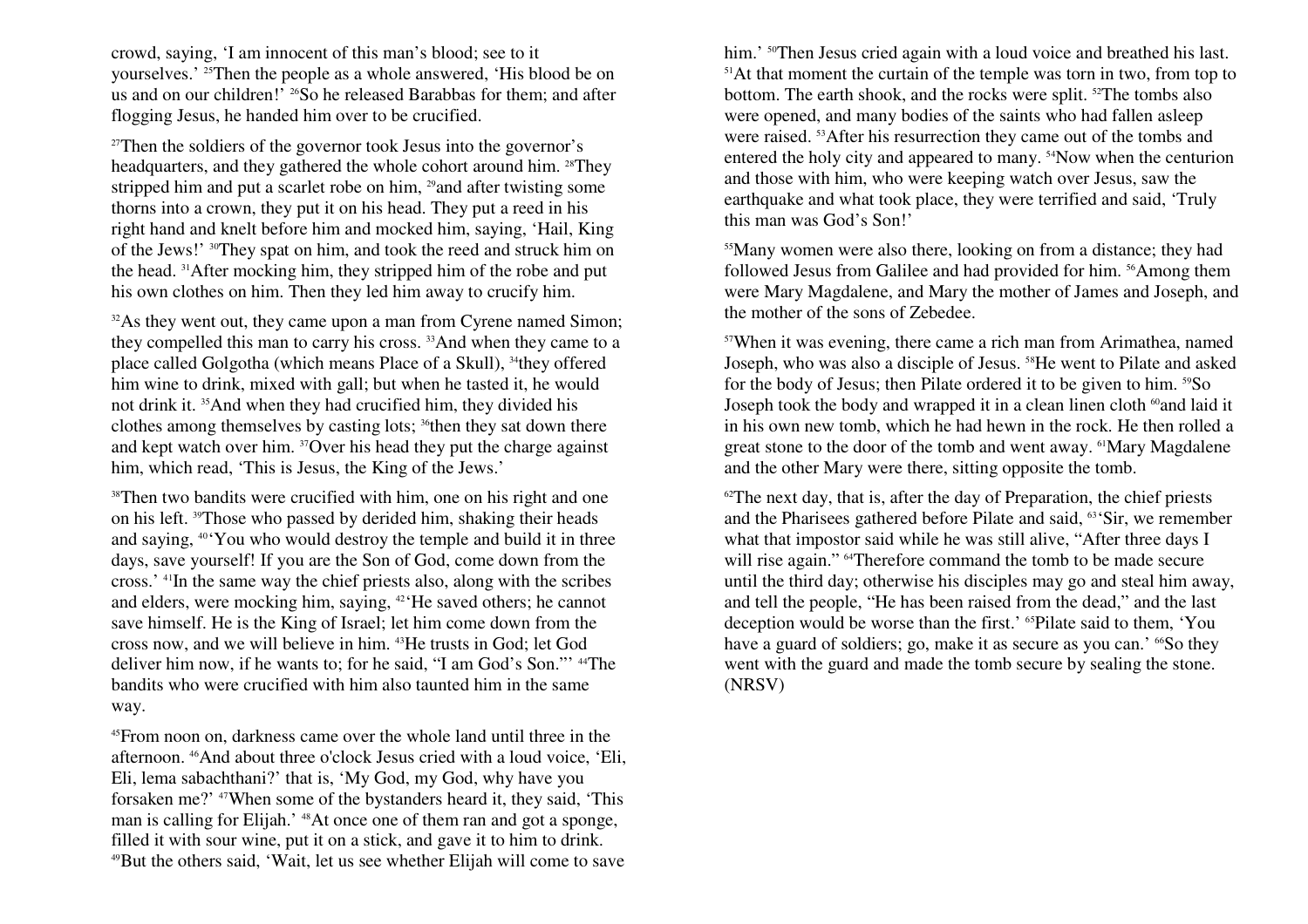crowd, saying, 'I am innocent of this man's blood; see to it yourselves.' [25]Then the people as a whole answered, 'His blood be on us and on our children!' [26]So he released Barabbas for them; and after flogging Jesus, he handed him over to be crucified.

[27]Then the soldiers of the governor took Jesus into the governor's headquarters, and they gathered the whole cohort around him. [28]They stripped him and put a scarlet robe on him, [29]and after twisting some thorns into a crown, they put it on his head. They put a reed in his right hand and knelt before him and mocked him, saying, 'Hail, King of the Jews!' [30]They spat on him, and took the reed and struck him on the head. [31]After mocking him, they stripped him of the robe and put his own clothes on him. Then they led him away to crucify him.

[32]As they went out, they came upon a man from Cyrene named Simon; they compelled this man to carry his cross. [33]And when they came to a place called Golgotha (which means Place of a Skull), [34]they offered him wine to drink, mixed with gall; but when he tasted it, he would not drink it. [35]And when they had crucified him, they divided his clothes among themselves by casting lots; [36]then they sat down there and kept watch over him. [37]Over his head they put the charge against him, which read, 'This is Jesus, the King of the Jews.'

[38]Then two bandits were crucified with him, one on his right and one on his left. [39]Those who passed by derided him, shaking their heads and saying, [40]'You who would destroy the temple and build it in three days, save yourself! If you are the Son of God, come down from the cross.' [41]In the same way the chief priests also, along with the scribes and elders, were mocking him, saying, [42]'He saved others; he cannot save himself. He is the King of Israel; let him come down from the cross now, and we will believe in him. [43]He trusts in God; let God deliver him now, if he wants to; for he said, "I am God's Son."' [44]The bandits who were crucified with him also taunted him in the same way.

[45]From noon on, darkness came over the whole land until three in the afternoon. [46]And about three o'clock Jesus cried with a loud voice, 'Eli, Eli, lema sabachthani?' that is, 'My God, my God, why have you forsaken me?' [47]When some of the bystanders heard it, they said, 'This man is calling for Elijah.' [48]At once one of them ran and got a sponge, filled it with sour wine, put it on a stick, and gave it to him to drink. [49]But the others said, 'Wait, let us see whether Elijah will come to save him.' [50]Then Jesus cried again with a loud voice and breathed his last. [51]At that moment the curtain of the temple was torn in two, from top to bottom. The earth shook, and the rocks were split. [52]The tombs also were opened, and many bodies of the saints who had fallen asleep were raised. [53]After his resurrection they came out of the tombs and entered the holy city and appeared to many. [54]Now when the centurion and those with him, who were keeping watch over Jesus, saw the earthquake and what took place, they were terrified and said, 'Truly this man was God's Son!'

[55]Many women were also there, looking on from a distance; they had followed Jesus from Galilee and had provided for him. [56]Among them were Mary Magdalene, and Mary the mother of James and Joseph, and the mother of the sons of Zebedee.

[57]When it was evening, there came a rich man from Arimathea, named Joseph, who was also a disciple of Jesus. [58]He went to Pilate and asked for the body of Jesus; then Pilate ordered it to be given to him. [59]So Joseph took the body and wrapped it in a clean linen cloth [60]and laid it in his own new tomb, which he had hewn in the rock. He then rolled a great stone to the door of the tomb and went away. [61]Mary Magdalene and the other Mary were there, sitting opposite the tomb.

[62]The next day, that is, after the day of Preparation, the chief priests and the Pharisees gathered before Pilate and said, [63]'Sir, we remember what that impostor said while he was still alive, "After three days I will rise again." [64]Therefore command the tomb to be made secure until the third day; otherwise his disciples may go and steal him away, and tell the people, "He has been raised from the dead," and the last deception would be worse than the first.' [65]Pilate said to them, 'You have a guard of soldiers; go, make it as secure as you can.' [66]So they went with the guard and made the tomb secure by sealing the stone. (NRSV)